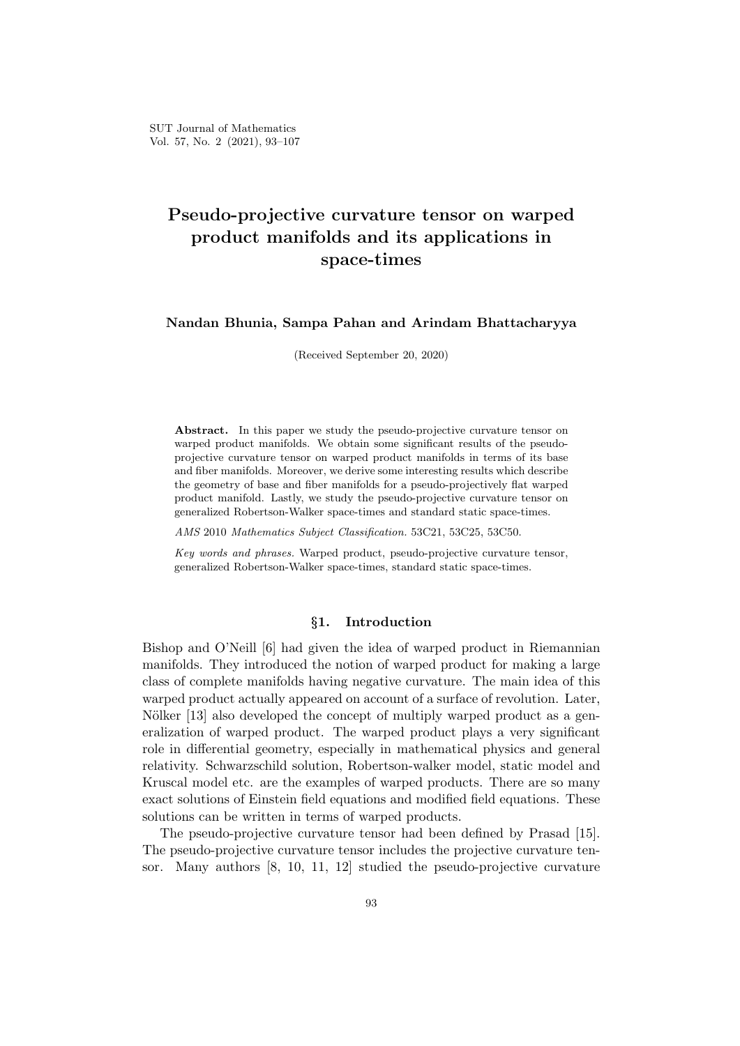# Pseudo-projective curvature tensor on warped product manifolds and its applications in space-times

**Nandan Bhunia, Sampa Pahan and Arindam Bhattacharyya**

(Received September 20, 2020)

**Abstract.** In this paper we study the pseudo-projective curvature tensor on warped product manifolds. We obtain some significant results of the pseudo-projective curvature tensor on warped product manifolds in terms of its base and fiber manifolds. Moreover, we derive some interesting results which describe the geometry of base and fiber manifolds for a pseudo-projectively flat warped product manifold. Lastly, we study the pseudo-projective curvature tensor on generalized Robertson-Walker space-times and standard static space-times.

*AMS* 2010 *Mathematics Subject Classification.* 53C21, 53C25, 53C50.

*Key words and phrases.* Warped product, pseudo-projective curvature tensor, generalized Robertson-Walker space-times, standard static space-times.

## §1. Introduction

Bishop and O'Neill [6] had given the idea of warped product in Riemannian manifolds. They introduced the notion of warped product for making a large class of complete manifolds having negative curvature. The main idea of this warped product actually appeared on account of a surface of revolution. Later, Nölker [13] also developed the concept of multiply warped product as a generalization of warped product. The warped product plays a very significant role in differential geometry, especially in mathematical physics and general relativity. Schwarzschild solution, Robertson-walker model, static model and Kruscal model etc. are the examples of warped products. There are so many exact solutions of Einstein field equations and modified field equations. These solutions can be written in terms of warped products.

The pseudo-projective curvature tensor had been defined by Prasad [15]. The pseudo-projective curvature tensor includes the projective curvature tensor. Many authors [8, 10, 11, 12] studied the pseudo-projective curvature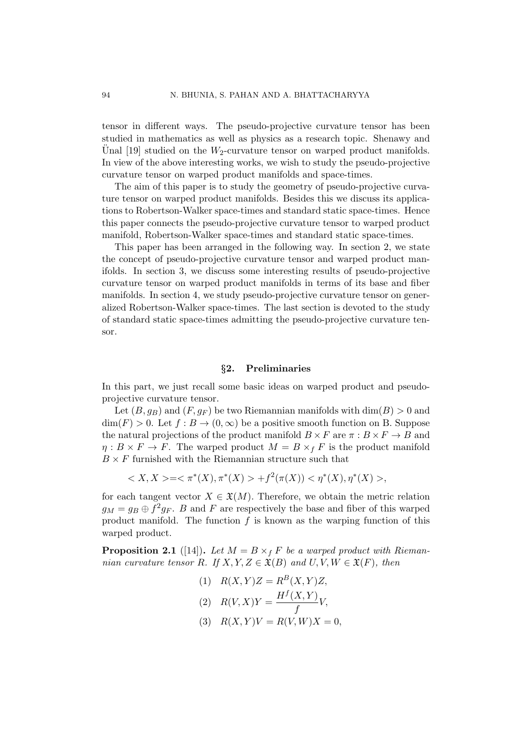tensor in different ways. The pseudo-projective curvature tensor has been studied in mathematics as well as physics as a research topic. Shenawy and Ünal [19] studied on the $W_2$-curvature tensor on warped product manifolds. In view of the above interesting works, we wish to study the pseudo-projective curvature tensor on warped product manifolds and space-times.

The aim of this paper is to study the geometry of pseudo-projective curvature tensor on warped product manifolds. Besides this we discuss its applications to Robertson-Walker space-times and standard static space-times. Hence this paper connects the pseudo-projective curvature tensor to warped product manifold, Robertson-Walker space-times and standard static space-times.

This paper has been arranged in the following way. In section 2, we state the concept of pseudo-projective curvature tensor and warped product manifolds. In section 3, we discuss some interesting results of pseudo-projective curvature tensor on warped product manifolds in terms of its base and fiber manifolds. In section 4, we study pseudo-projective curvature tensor on generalized Robertson-Walker space-times. The last section is devoted to the study of standard static space-times admitting the pseudo-projective curvature tensor.

## §2. Preliminaries

In this part, we just recall some basic ideas on warped product and pseudo-projective curvature tensor.

Let $(B, g_B)$ and $(F, g_F)$ be two Riemannian manifolds with $\dim(B) > 0$ and $\dim(F) > 0$. Let $f : B \to (0, \infty)$ be a positive smooth function on B. Suppose the natural projections of the product manifold $B \times F$ are $\pi : B \times F \to B$ and $\eta : B \times F \to F$. The warped product $M = B \times_f F$ is the product manifold $B \times F$ furnished with the Riemannian structure such that

$$< X, X > = < \pi^*(X), \pi^*(X) > + f^2(\pi(X)) < \eta^*(X), \eta^*(X) >,$$

for each tangent vector $X \in \mathfrak{X}(M)$. Therefore, we obtain the metric relation $g_M = g_B \oplus f^2 g_F$. $B$ and $F$ are respectively the base and fiber of this warped product manifold. The function $f$ is known as the warping function of this warped product.

**Proposition 2.1** ([14]). *Let $M = B \times_f F$ be a warped product with Riemannian curvature tensor R. If $X, Y, Z \in \mathfrak{X}(B)$ and $U, V, W \in \mathfrak{X}(F)$, then*

$$(1) \quad R(X, Y)Z = R^B(X, Y)Z,$$

$$(2) \quad R(V, X)Y = \frac{H^f(X, Y)}{f} V,$$

$$(3) \quad R(X, Y)V = R(V, W)X = 0,$$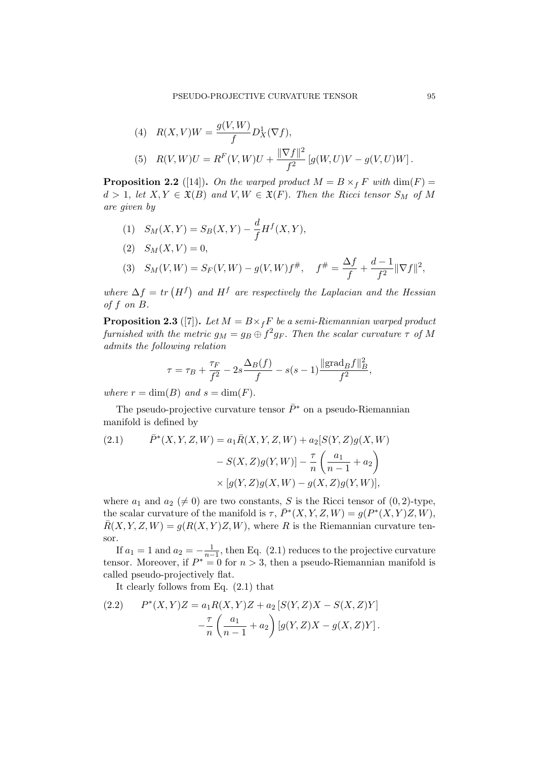(4) $R(X,V)W = \dfrac{g(V,W)}{f} D^1_X(\nabla f)$,

(5) $R(V,W)U = R^F(V,W)U + \dfrac{\|\nabla f\|^2}{f^2}\left[g(W,U)V - g(V,U)W\right]$.

**Proposition 2.2** ([14]). *On the warped product $M = B \times_f F$ with $\dim(F) = d > 1$, let $X, Y \in \mathfrak{X}(B)$ and $V, W \in \mathfrak{X}(F)$. Then the Ricci tensor $S_M$ of $M$ are given by*

(1) $S_M(X,Y) = S_B(X,Y) - \dfrac{d}{f} H^f(X,Y)$,

(2) $S_M(X,V) = 0$,

(3) $S_M(V,W) = S_F(V,W) - g(V,W) f^{\#}, \quad f^{\#} = \dfrac{\Delta f}{f} + \dfrac{d-1}{f^2}\|\nabla f\|^2$,

*where $\Delta f = tr\left(H^f\right)$ and $H^f$ are respectively the Laplacian and the Hessian of $f$ on $B$.*

**Proposition 2.3** ([7]). *Let $M = B \times_f F$ be a semi-Riemannian warped product furnished with the metric $g_M = g_B \oplus f^2 g_F$. Then the scalar curvature $\tau$ of $M$ admits the following relation*

$$\tau = \tau_B + \frac{\tau_F}{f^2} - 2s\frac{\Delta_B(f)}{f} - s(s-1)\frac{\|\mathrm{grad}_B f\|^2_B}{f^2},$$

*where $r = \dim(B)$ and $s = \dim(F)$.*

The pseudo-projective curvature tensor $\bar{P}^*$ on a pseudo-Riemannian manifold is defined by

$$\begin{aligned}(2.1) \qquad \bar{P}^*(X,Y,Z,W) &= a_1\bar{R}(X,Y,Z,W) + a_2[S(Y,Z)g(X,W) \\ &\quad - S(X,Z)g(Y,W)] - \frac{\tau}{n}\left(\frac{a_1}{n-1} + a_2\right) \\ &\quad \times [g(Y,Z)g(X,W) - g(X,Z)g(Y,W)],\end{aligned}$$

where $a_1$ and $a_2$ ($\neq 0$) are two constants, $S$ is the Ricci tensor of $(0,2)$-type, the scalar curvature of the manifold is $\tau$, $\bar{P}^*(X,Y,Z,W) = g(P^*(X,Y)Z,W)$, $\bar{R}(X,Y,Z,W) = g(R(X,Y)Z,W)$, where $R$ is the Riemannian curvature tensor.

If $a_1 = 1$ and $a_2 = -\frac{1}{n-1}$, then Eq. (2.1) reduces to the projective curvature tensor. Moreover, if $P^* = 0$ for $n > 3$, then a pseudo-Riemannian manifold is called pseudo-projectively flat.

It clearly follows from Eq. (2.1) that

$$\begin{aligned}(2.2) \qquad P^*(X,Y)Z &= a_1 R(X,Y)Z + a_2\left[S(Y,Z)X - S(X,Z)Y\right] \\ &\quad -\frac{\tau}{n}\left(\frac{a_1}{n-1} + a_2\right)\left[g(Y,Z)X - g(X,Z)Y\right].\end{aligned}$$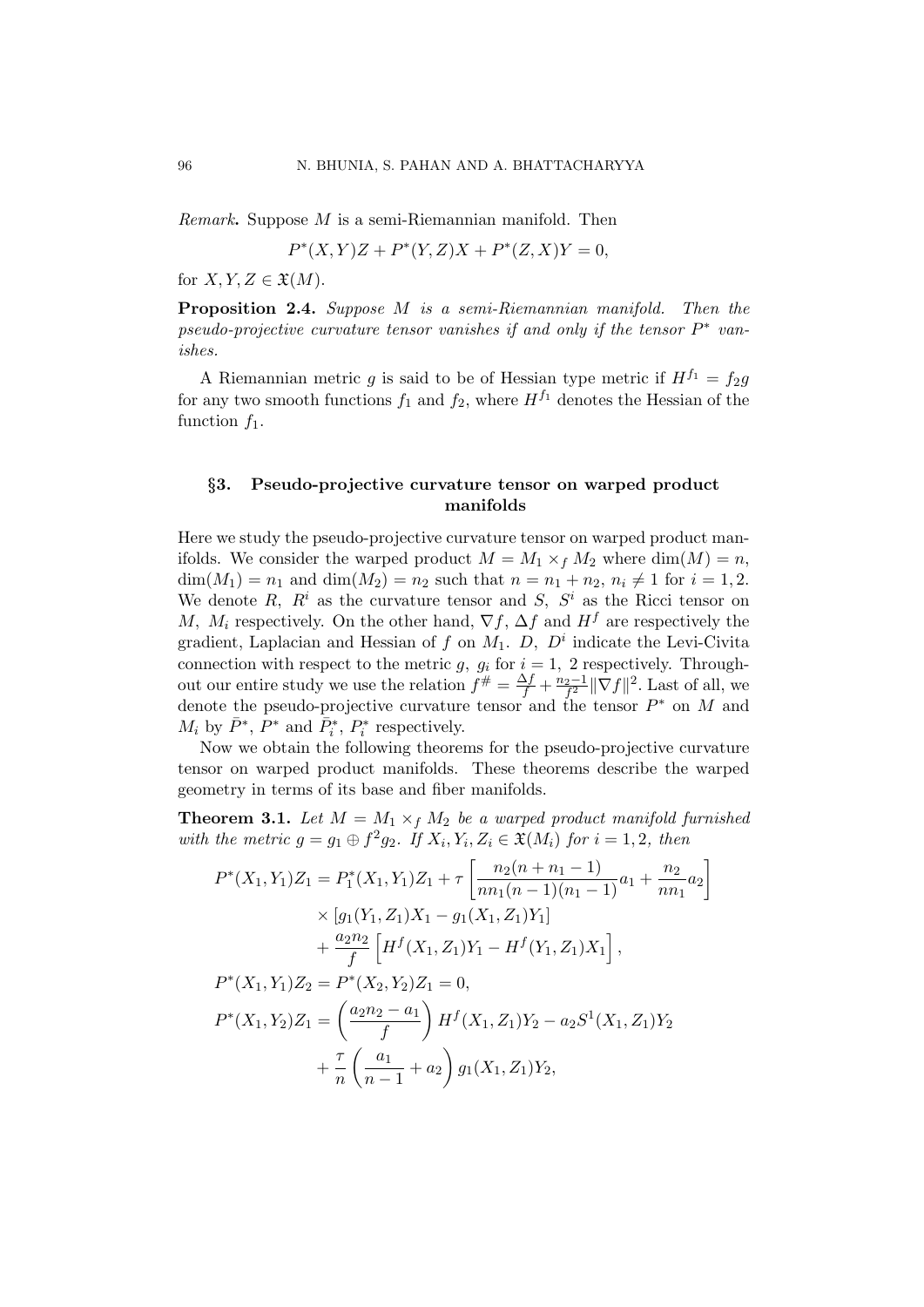*Remark***.** Suppose $M$ is a semi-Riemannian manifold. Then

$$P^*(X,Y)Z + P^*(Y,Z)X + P^*(Z,X)Y = 0,$$

for $X, Y, Z \in \mathfrak{X}(M)$.

**Proposition 2.4.** *Suppose $M$ is a semi-Riemannian manifold. Then the pseudo-projective curvature tensor vanishes if and only if the tensor $P^*$ vanishes.*

A Riemannian metric $g$ is said to be of Hessian type metric if $H^{f_1} = f_2 g$ for any two smooth functions $f_1$ and $f_2$, where $H^{f_1}$ denotes the Hessian of the function $f_1$.

## §3. Pseudo-projective curvature tensor on warped product manifolds

Here we study the pseudo-projective curvature tensor on warped product manifolds. We consider the warped product $M = M_1 \times_f M_2$ where $\dim(M) = n$, $\dim(M_1) = n_1$ and $\dim(M_2) = n_2$ such that $n = n_1 + n_2$, $n_i \neq 1$ for $i = 1, 2$. We denote $R$, $R^i$ as the curvature tensor and $S$, $S^i$ as the Ricci tensor on $M$, $M_i$ respectively. On the other hand, $\nabla f$, $\Delta f$ and $H^f$ are respectively the gradient, Laplacian and Hessian of $f$ on $M_1$. $D$, $D^i$ indicate the Levi-Civita connection with respect to the metric $g$, $g_i$ for $i = 1,\ 2$ respectively. Throughout our entire study we use the relation $f^{\#} = \frac{\Delta f}{f} + \frac{n_2 - 1}{f^2}\|\nabla f\|^2$. Last of all, we denote the pseudo-projective curvature tensor and the tensor $P^*$ on $M$ and $M_i$ by $\bar{P}^*$, $P^*$ and $\bar{P}^*_i$, $P^*_i$ respectively.

Now we obtain the following theorems for the pseudo-projective curvature tensor on warped product manifolds. These theorems describe the warped geometry in terms of its base and fiber manifolds.

**Theorem 3.1.** *Let $M = M_1 \times_f M_2$ be a warped product manifold furnished with the metric $g = g_1 \oplus f^2 g_2$. If $X_i, Y_i, Z_i \in \mathfrak{X}(M_i)$ for $i = 1, 2$, then*

$$\begin{aligned}
P^*(X_1, Y_1)Z_1 &= P^*_1(X_1, Y_1)Z_1 + \tau \left[\frac{n_2(n + n_1 - 1)}{nn_1(n-1)(n_1 - 1)}a_1 + \frac{n_2}{nn_1}a_2\right] \\
&\quad \times [g_1(Y_1, Z_1)X_1 - g_1(X_1, Z_1)Y_1] \\
&\quad + \frac{a_2 n_2}{f}\left[H^f(X_1, Z_1)Y_1 - H^f(Y_1, Z_1)X_1\right], \\
P^*(X_1, Y_1)Z_2 &= P^*(X_2, Y_2)Z_1 = 0, \\
P^*(X_1, Y_2)Z_1 &= \left(\frac{a_2 n_2 - a_1}{f}\right) H^f(X_1, Z_1)Y_2 - a_2 S^1(X_1, Z_1)Y_2 \\
&\quad + \frac{\tau}{n}\left(\frac{a_1}{n-1} + a_2\right) g_1(X_1, Z_1)Y_2,
\end{aligned}$$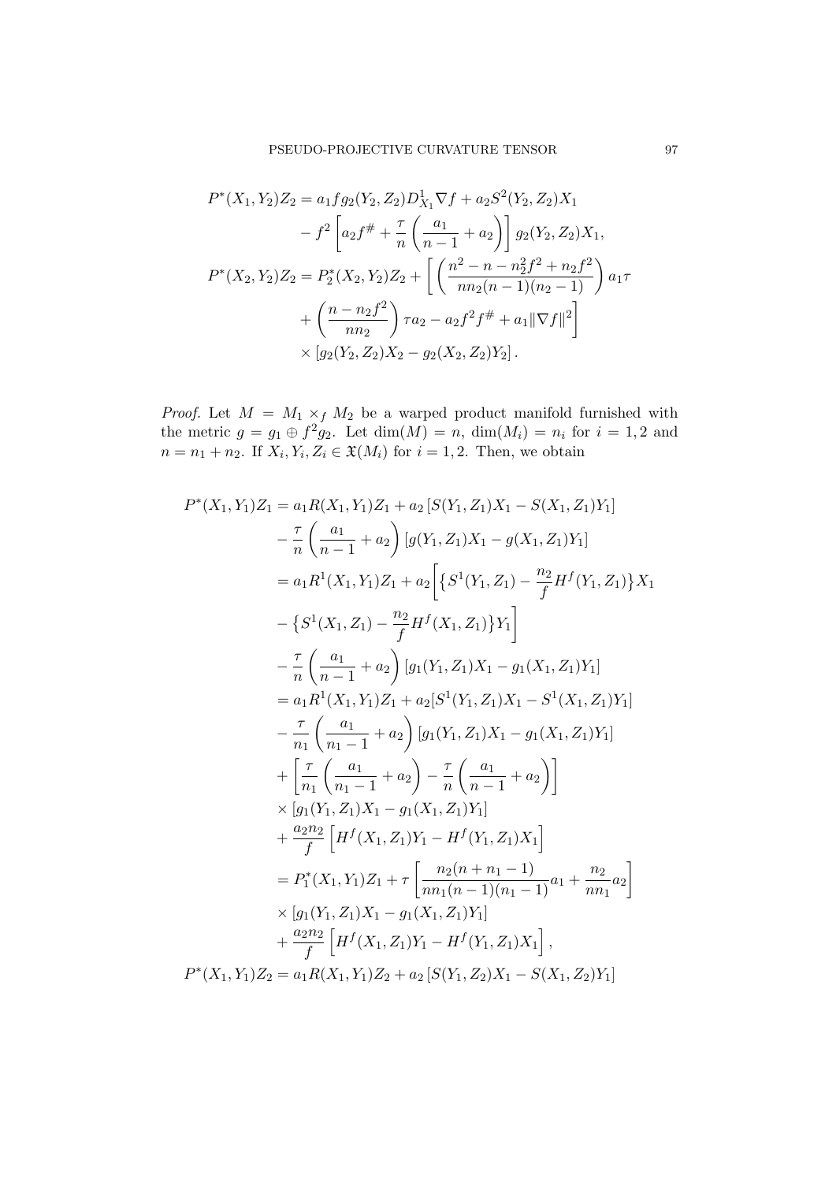$$
\begin{aligned}
P^*(X_1, Y_2)Z_2 &= a_1 f g_2(Y_2, Z_2) D^1_{X_1} \nabla f + a_2 S^2(Y_2, Z_2) X_1 \\
&\quad - f^2 \left[ a_2 f^{\#} + \frac{\tau}{n} \left( \frac{a_1}{n-1} + a_2 \right) \right] g_2(Y_2, Z_2) X_1, \\
P^*(X_2, Y_2)Z_2 &= P^*_2(X_2, Y_2)Z_2 + \left[ \left( \frac{n^2 - n - n_2^2 f^2 + n_2 f^2}{n n_2 (n-1)(n_2 - 1)} \right) a_1 \tau \right. \\
&\quad \left. + \left( \frac{n - n_2 f^2}{n n_2} \right) \tau a_2 - a_2 f^2 f^{\#} + a_1 \|\nabla f\|^2 \right] \\
&\quad \times \left[ g_2(Y_2, Z_2) X_2 - g_2(X_2, Z_2) Y_2 \right].
\end{aligned}
$$

*Proof.* Let $M = M_1 \times_f M_2$ be a warped product manifold furnished with the metric $g = g_1 \oplus f^2 g_2$. Let $\dim(M) = n$, $\dim(M_i) = n_i$ for $i = 1, 2$ and $n = n_1 + n_2$. If $X_i, Y_i, Z_i \in \mathfrak{X}(M_i)$ for $i = 1, 2$. Then, we obtain

$$
\begin{aligned}
P^*(X_1, Y_1)Z_1 &= a_1 R(X_1, Y_1)Z_1 + a_2 \left[ S(Y_1, Z_1)X_1 - S(X_1, Z_1)Y_1 \right] \\
&\quad - \frac{\tau}{n} \left( \frac{a_1}{n-1} + a_2 \right) \left[ g(Y_1, Z_1)X_1 - g(X_1, Z_1)Y_1 \right] \\
&= a_1 R^1(X_1, Y_1)Z_1 + a_2 \bigg[ \left\{ S^1(Y_1, Z_1) - \frac{n_2}{f} H^f(Y_1, Z_1) \right\} X_1 \\
&\quad - \left\{ S^1(X_1, Z_1) - \frac{n_2}{f} H^f(X_1, Z_1) \right\} Y_1 \bigg] \\
&\quad - \frac{\tau}{n} \left( \frac{a_1}{n-1} + a_2 \right) \left[ g_1(Y_1, Z_1)X_1 - g_1(X_1, Z_1)Y_1 \right] \\
&= a_1 R^1(X_1, Y_1)Z_1 + a_2 [S^1(Y_1, Z_1)X_1 - S^1(X_1, Z_1)Y_1] \\
&\quad - \frac{\tau}{n_1} \left( \frac{a_1}{n_1 - 1} + a_2 \right) \left[ g_1(Y_1, Z_1)X_1 - g_1(X_1, Z_1)Y_1 \right] \\
&\quad + \left[ \frac{\tau}{n_1} \left( \frac{a_1}{n_1 - 1} + a_2 \right) - \frac{\tau}{n} \left( \frac{a_1}{n-1} + a_2 \right) \right] \\
&\quad \times \left[ g_1(Y_1, Z_1)X_1 - g_1(X_1, Z_1)Y_1 \right] \\
&\quad + \frac{a_2 n_2}{f} \left[ H^f(X_1, Z_1)Y_1 - H^f(Y_1, Z_1)X_1 \right] \\
&= P^*_1(X_1, Y_1)Z_1 + \tau \left[ \frac{n_2(n + n_1 - 1)}{n n_1 (n-1)(n_1 - 1)} a_1 + \frac{n_2}{n n_1} a_2 \right] \\
&\quad \times \left[ g_1(Y_1, Z_1)X_1 - g_1(X_1, Z_1)Y_1 \right] \\
&\quad + \frac{a_2 n_2}{f} \left[ H^f(X_1, Z_1)Y_1 - H^f(Y_1, Z_1)X_1 \right], \\
P^*(X_1, Y_1)Z_2 &= a_1 R(X_1, Y_1)Z_2 + a_2 \left[ S(Y_1, Z_2)X_1 - S(X_1, Z_2)Y_1 \right]
\end{aligned}
$$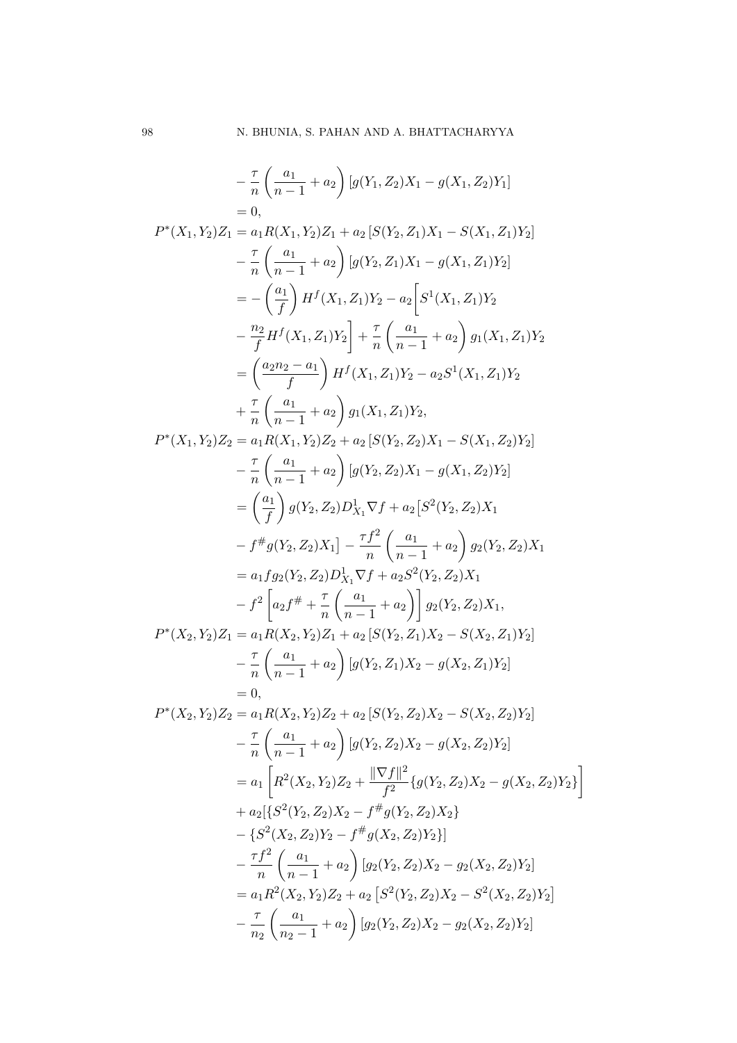$$
\begin{aligned}
&- \frac{\tau}{n}\left(\frac{a_1}{n-1}+a_2\right)[g(Y_1,Z_2)X_1 - g(X_1,Z_2)Y_1] \\
&= 0, \\
P^*(X_1,Y_2)Z_1 &= a_1 R(X_1,Y_2)Z_1 + a_2\left[S(Y_2,Z_1)X_1 - S(X_1,Z_1)Y_2\right] \\
&- \frac{\tau}{n}\left(\frac{a_1}{n-1}+a_2\right)[g(Y_2,Z_1)X_1 - g(X_1,Z_1)Y_2] \\
&= -\left(\frac{a_1}{f}\right)H^f(X_1,Z_1)Y_2 - a_2\bigg[S^1(X_1,Z_1)Y_2 \\
&- \frac{n_2}{f}H^f(X_1,Z_1)Y_2\bigg] + \frac{\tau}{n}\left(\frac{a_1}{n-1}+a_2\right)g_1(X_1,Z_1)Y_2 \\
&= \left(\frac{a_2 n_2 - a_1}{f}\right)H^f(X_1,Z_1)Y_2 - a_2 S^1(X_1,Z_1)Y_2 \\
&+ \frac{\tau}{n}\left(\frac{a_1}{n-1}+a_2\right)g_1(X_1,Z_1)Y_2, \\
P^*(X_1,Y_2)Z_2 &= a_1 R(X_1,Y_2)Z_2 + a_2\left[S(Y_2,Z_2)X_1 - S(X_1,Z_2)Y_2\right] \\
&- \frac{\tau}{n}\left(\frac{a_1}{n-1}+a_2\right)[g(Y_2,Z_2)X_1 - g(X_1,Z_2)Y_2] \\
&= \left(\frac{a_1}{f}\right)g(Y_2,Z_2)D^1_{X_1}\nabla f + a_2\big[S^2(Y_2,Z_2)X_1 \\
&- f^{\#}g(Y_2,Z_2)X_1\big] - \frac{\tau f^2}{n}\left(\frac{a_1}{n-1}+a_2\right)g_2(Y_2,Z_2)X_1 \\
&= a_1 f g_2(Y_2,Z_2)D^1_{X_1}\nabla f + a_2 S^2(Y_2,Z_2)X_1 \\
&- f^2\left[a_2 f^{\#} + \frac{\tau}{n}\left(\frac{a_1}{n-1}+a_2\right)\right]g_2(Y_2,Z_2)X_1, \\
P^*(X_2,Y_2)Z_1 &= a_1 R(X_2,Y_2)Z_1 + a_2\left[S(Y_2,Z_1)X_2 - S(X_2,Z_1)Y_2\right] \\
&- \frac{\tau}{n}\left(\frac{a_1}{n-1}+a_2\right)[g(Y_2,Z_1)X_2 - g(X_2,Z_1)Y_2] \\
&= 0, \\
P^*(X_2,Y_2)Z_2 &= a_1 R(X_2,Y_2)Z_2 + a_2\left[S(Y_2,Z_2)X_2 - S(X_2,Z_2)Y_2\right] \\
&- \frac{\tau}{n}\left(\frac{a_1}{n-1}+a_2\right)[g(Y_2,Z_2)X_2 - g(X_2,Z_2)Y_2] \\
&= a_1\left[R^2(X_2,Y_2)Z_2 + \frac{\|\nabla f\|^2}{f^2}\{g(Y_2,Z_2)X_2 - g(X_2,Z_2)Y_2\}\right] \\
&+ a_2[\{S^2(Y_2,Z_2)X_2 - f^{\#}g(Y_2,Z_2)X_2\} \\
&- \{S^2(X_2,Z_2)Y_2 - f^{\#}g(X_2,Z_2)Y_2\}] \\
&- \frac{\tau f^2}{n}\left(\frac{a_1}{n-1}+a_2\right)[g_2(Y_2,Z_2)X_2 - g_2(X_2,Z_2)Y_2] \\
&= a_1 R^2(X_2,Y_2)Z_2 + a_2\left[S^2(Y_2,Z_2)X_2 - S^2(X_2,Z_2)Y_2\right] \\
&- \frac{\tau}{n_2}\left(\frac{a_1}{n_2-1}+a_2\right)[g_2(Y_2,Z_2)X_2 - g_2(X_2,Z_2)Y_2]
\end{aligned}
$$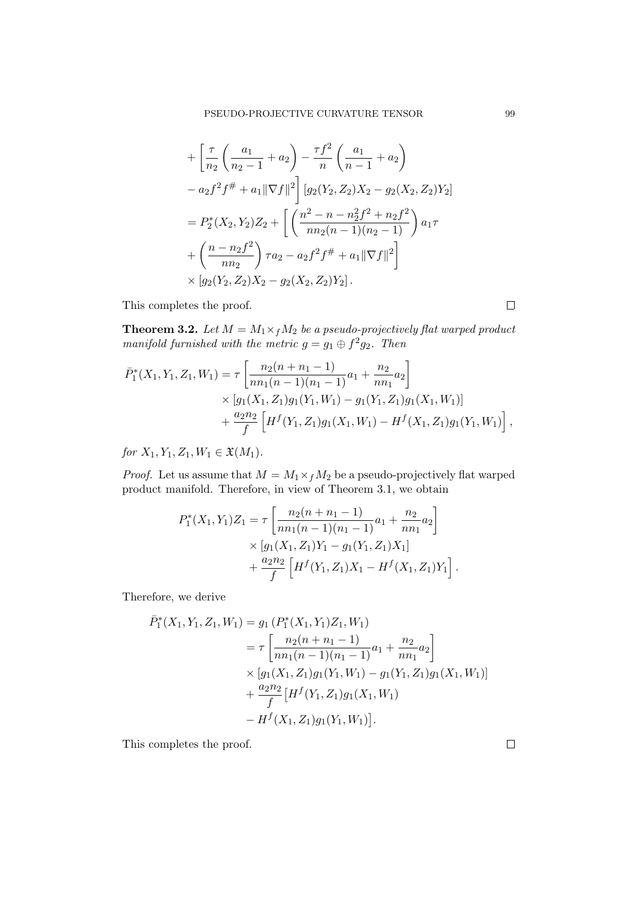$$
\begin{aligned}
&+\left[\frac{\tau}{n_2}\left(\frac{a_1}{n_2-1}+a_2\right)-\frac{\tau f^2}{n}\left(\frac{a_1}{n-1}+a_2\right)\right. \\
&\left.-\, a_2 f^2 f^{\#}+a_1\|\nabla f\|^2\right][g_2(Y_2,Z_2)X_2-g_2(X_2,Z_2)Y_2] \\
&=P_2^*(X_2,Y_2)Z_2+\left[\left(\frac{n^2-n-n_2^2f^2+n_2f^2}{nn_2(n-1)(n_2-1)}\right)a_1\tau\right. \\
&\left.+\left(\frac{n-n_2f^2}{nn_2}\right)\tau a_2-a_2f^2f^{\#}+a_1\|\nabla f\|^2\right] \\
&\times[g_2(Y_2,Z_2)X_2-g_2(X_2,Z_2)Y_2].
\end{aligned}
$$

This completes the proof. $\square$

**Theorem 3.2.** *Let $M=M_1\times_f M_2$ be a pseudo-projectively flat warped product manifold furnished with the metric $g=g_1\oplus f^2g_2$. Then*

$$
\begin{aligned}
\bar{P}_1^*(X_1,Y_1,Z_1,W_1)&=\tau\left[\frac{n_2(n+n_1-1)}{nn_1(n-1)(n_1-1)}a_1+\frac{n_2}{nn_1}a_2\right] \\
&\quad\times[g_1(X_1,Z_1)g_1(Y_1,W_1)-g_1(Y_1,Z_1)g_1(X_1,W_1)] \\
&\quad+\frac{a_2n_2}{f}\left[H^f(Y_1,Z_1)g_1(X_1,W_1)-H^f(X_1,Z_1)g_1(Y_1,W_1)\right],
\end{aligned}
$$

*for $X_1,Y_1,Z_1,W_1\in\mathfrak{X}(M_1)$.*

*Proof.* Let us assume that $M=M_1\times_f M_2$ be a pseudo-projectively flat warped product manifold. Therefore, in view of Theorem 3.1, we obtain

$$
\begin{aligned}
P_1^*(X_1,Y_1)Z_1&=\tau\left[\frac{n_2(n+n_1-1)}{nn_1(n-1)(n_1-1)}a_1+\frac{n_2}{nn_1}a_2\right] \\
&\quad\times[g_1(X_1,Z_1)Y_1-g_1(Y_1,Z_1)X_1] \\
&\quad+\frac{a_2n_2}{f}\left[H^f(Y_1,Z_1)X_1-H^f(X_1,Z_1)Y_1\right].
\end{aligned}
$$

Therefore, we derive

$$
\begin{aligned}
\bar{P}_1^*(X_1,Y_1,Z_1,W_1)&=g_1\left(P_1^*(X_1,Y_1)Z_1,W_1\right) \\
&=\tau\left[\frac{n_2(n+n_1-1)}{nn_1(n-1)(n_1-1)}a_1+\frac{n_2}{nn_1}a_2\right] \\
&\quad\times[g_1(X_1,Z_1)g_1(Y_1,W_1)-g_1(Y_1,Z_1)g_1(X_1,W_1)] \\
&\quad+\frac{a_2n_2}{f}\big[H^f(Y_1,Z_1)g_1(X_1,W_1) \\
&\quad-H^f(X_1,Z_1)g_1(Y_1,W_1)\big].
\end{aligned}
$$

This completes the proof. $\square$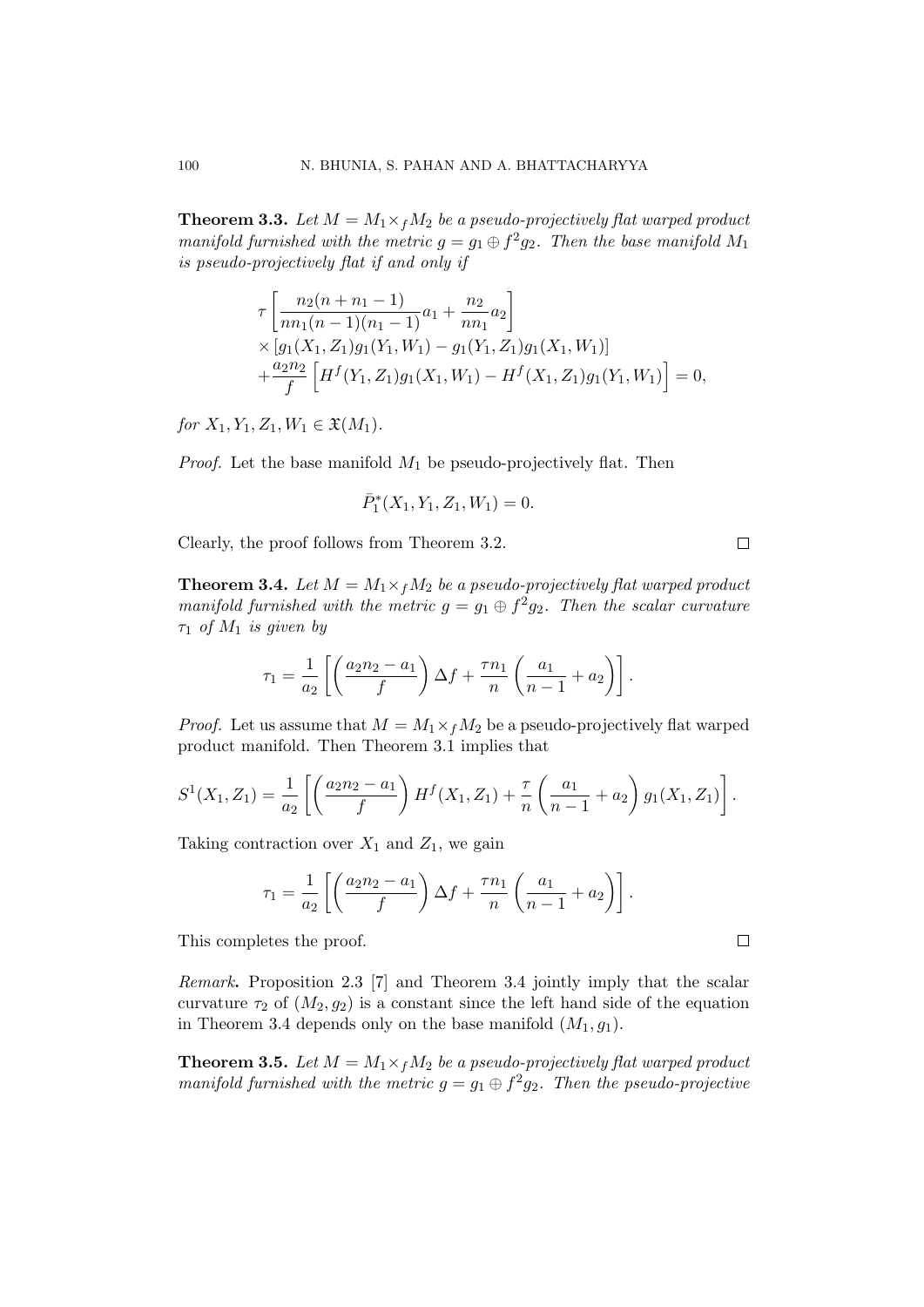**Theorem 3.3.** *Let $M = M_1 \times_f M_2$ be a pseudo-projectively flat warped product manifold furnished with the metric $g = g_1 \oplus f^2 g_2$. Then the base manifold $M_1$ is pseudo-projectively flat if and only if*

$$\begin{aligned}
&\tau \left[ \frac{n_2(n+n_1-1)}{nn_1(n-1)(n_1-1)} a_1 + \frac{n_2}{nn_1} a_2 \right] \\
&\times [g_1(X_1, Z_1) g_1(Y_1, W_1) - g_1(Y_1, Z_1) g_1(X_1, W_1)] \\
&+ \frac{a_2 n_2}{f} \left[ H^f(Y_1, Z_1) g_1(X_1, W_1) - H^f(X_1, Z_1) g_1(Y_1, W_1) \right] = 0,
\end{aligned}$$

*for $X_1, Y_1, Z_1, W_1 \in \mathfrak{X}(M_1)$.*

*Proof.* Let the base manifold $M_1$ be pseudo-projectively flat. Then

$$\bar{P}_1^*(X_1, Y_1, Z_1, W_1) = 0.$$

Clearly, the proof follows from Theorem 3.2. □

**Theorem 3.4.** *Let $M = M_1 \times_f M_2$ be a pseudo-projectively flat warped product manifold furnished with the metric $g = g_1 \oplus f^2 g_2$. Then the scalar curvature $\tau_1$ of $M_1$ is given by*

$$\tau_1 = \frac{1}{a_2} \left[ \left( \frac{a_2 n_2 - a_1}{f} \right) \Delta f + \frac{\tau n_1}{n} \left( \frac{a_1}{n-1} + a_2 \right) \right].$$

*Proof.* Let us assume that $M = M_1 \times_f M_2$ be a pseudo-projectively flat warped product manifold. Then Theorem 3.1 implies that

$$S^1(X_1, Z_1) = \frac{1}{a_2} \left[ \left( \frac{a_2 n_2 - a_1}{f} \right) H^f(X_1, Z_1) + \frac{\tau}{n} \left( \frac{a_1}{n-1} + a_2 \right) g_1(X_1, Z_1) \right].$$

Taking contraction over $X_1$ and $Z_1$, we gain

$$\tau_1 = \frac{1}{a_2} \left[ \left( \frac{a_2 n_2 - a_1}{f} \right) \Delta f + \frac{\tau n_1}{n} \left( \frac{a_1}{n-1} + a_2 \right) \right].$$

This completes the proof. □

*Remark***.** Proposition 2.3 [7] and Theorem 3.4 jointly imply that the scalar curvature $\tau_2$ of $(M_2, g_2)$ is a constant since the left hand side of the equation in Theorem 3.4 depends only on the base manifold $(M_1, g_1)$.

**Theorem 3.5.** *Let $M = M_1 \times_f M_2$ be a pseudo-projectively flat warped product manifold furnished with the metric $g = g_1 \oplus f^2 g_2$. Then the pseudo-projective*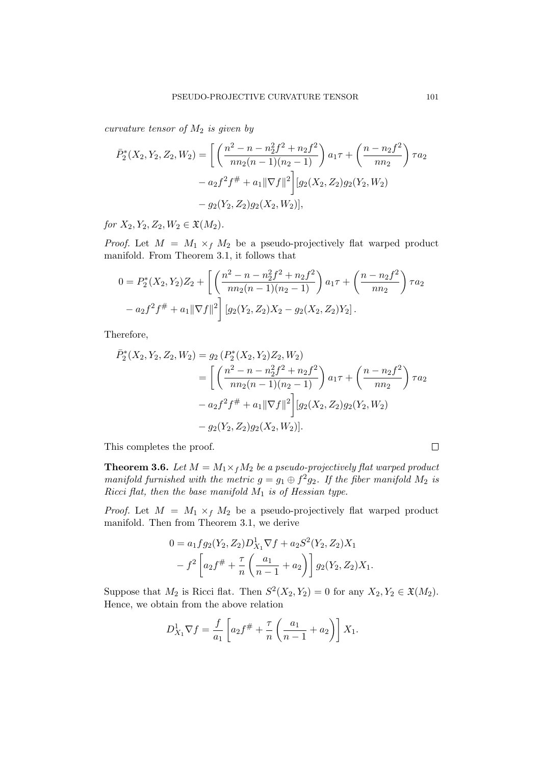*curvature tensor of $M_2$ is given by*

$$\bar{P}_2^*(X_2, Y_2, Z_2, W_2) = \Bigg[ \left( \frac{n^2 - n - n_2^2 f^2 + n_2 f^2}{n n_2 (n-1)(n_2 - 1)} \right) a_1 \tau + \left( \frac{n - n_2 f^2}{n n_2} \right) \tau a_2 - a_2 f^2 f^{\#} + a_1 \|\nabla f\|^2 \Bigg] [g_2(X_2, Z_2) g_2(Y_2, W_2) - g_2(Y_2, Z_2) g_2(X_2, W_2)],$$

*for $X_2, Y_2, Z_2, W_2 \in \mathfrak{X}(M_2)$.*

*Proof.* Let $M = M_1 \times_f M_2$ be a pseudo-projectively flat warped product manifold. From Theorem 3.1, it follows that

$$0 = P_2^*(X_2, Y_2) Z_2 + \Bigg[ \left( \frac{n^2 - n - n_2^2 f^2 + n_2 f^2}{n n_2 (n-1)(n_2 - 1)} \right) a_1 \tau + \left( \frac{n - n_2 f^2}{n n_2} \right) \tau a_2 - a_2 f^2 f^{\#} + a_1 \|\nabla f\|^2 \Bigg] \left[ g_2(Y_2, Z_2) X_2 - g_2(X_2, Z_2) Y_2 \right].$$

Therefore,

$$\begin{aligned} \bar{P}_2^*(X_2, Y_2, Z_2, W_2) &= g_2 \left( P_2^*(X_2, Y_2) Z_2, W_2 \right) \\ &= \Bigg[ \left( \frac{n^2 - n - n_2^2 f^2 + n_2 f^2}{n n_2 (n-1)(n_2 - 1)} \right) a_1 \tau + \left( \frac{n - n_2 f^2}{n n_2} \right) \tau a_2 \\ &\quad - a_2 f^2 f^{\#} + a_1 \|\nabla f\|^2 \Bigg] [g_2(X_2, Z_2) g_2(Y_2, W_2) \\ &\quad - g_2(Y_2, Z_2) g_2(X_2, W_2)]. \end{aligned}$$

This completes the proof. $\square$

**Theorem 3.6.** *Let $M = M_1 \times_f M_2$ be a pseudo-projectively flat warped product manifold furnished with the metric $g = g_1 \oplus f^2 g_2$. If the fiber manifold $M_2$ is Ricci flat, then the base manifold $M_1$ is of Hessian type.*

*Proof.* Let $M = M_1 \times_f M_2$ be a pseudo-projectively flat warped product manifold. Then from Theorem 3.1, we derive

$$\begin{aligned} 0 &= a_1 f g_2(Y_2, Z_2) D^1_{X_1} \nabla f + a_2 S^2(Y_2, Z_2) X_1 \\ &\quad - f^2 \left[ a_2 f^{\#} + \frac{\tau}{n} \left( \frac{a_1}{n-1} + a_2 \right) \right] g_2(Y_2, Z_2) X_1. \end{aligned}$$

Suppose that $M_2$ is Ricci flat. Then $S^2(X_2, Y_2) = 0$ for any $X_2, Y_2 \in \mathfrak{X}(M_2)$. Hence, we obtain from the above relation

$$D^1_{X_1} \nabla f = \frac{f}{a_1} \left[ a_2 f^{\#} + \frac{\tau}{n} \left( \frac{a_1}{n-1} + a_2 \right) \right] X_1.$$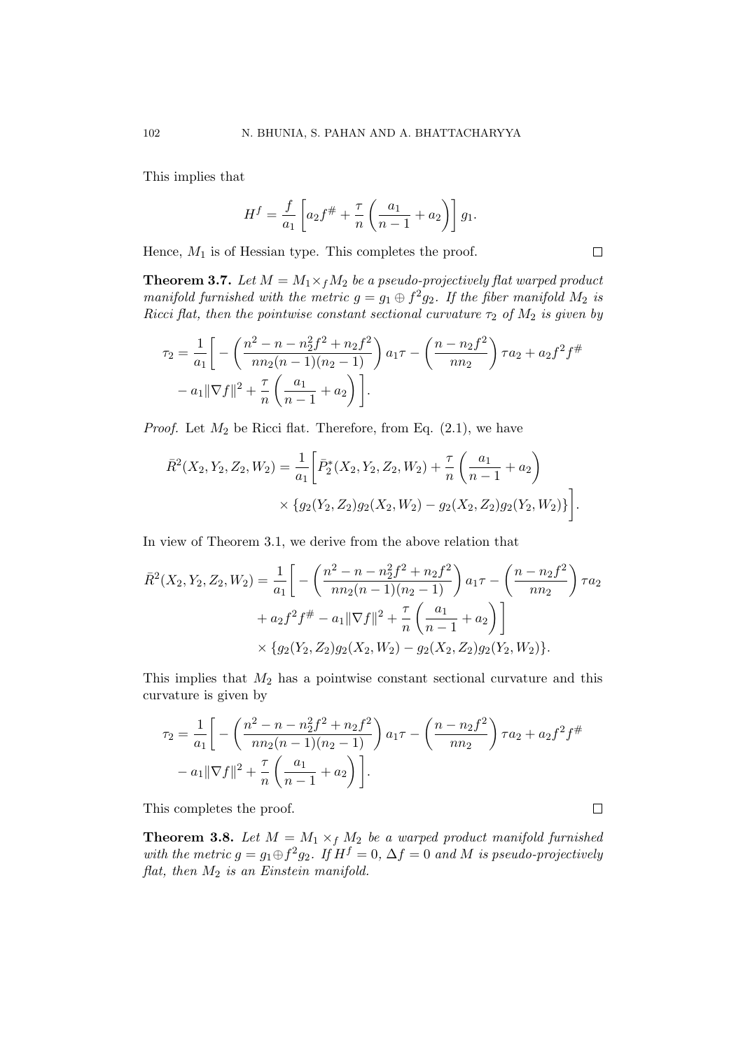This implies that

$$H^f = \frac{f}{a_1}\left[a_2 f^{\#} + \frac{\tau}{n}\left(\frac{a_1}{n-1} + a_2\right)\right] g_1.$$

Hence, $M_1$ is of Hessian type. This completes the proof. $\square$

**Theorem 3.7.** *Let $M = M_1 \times_f M_2$ be a pseudo-projectively flat warped product manifold furnished with the metric $g = g_1 \oplus f^2 g_2$. If the fiber manifold $M_2$ is Ricci flat, then the pointwise constant sectional curvature $\tau_2$ of $M_2$ is given by*

$$\tau_2 = \frac{1}{a_1}\Bigg[-\left(\frac{n^2 - n - n_2^2 f^2 + n_2 f^2}{n n_2 (n-1)(n_2 - 1)}\right) a_1 \tau - \left(\frac{n - n_2 f^2}{n n_2}\right)\tau a_2 + a_2 f^2 f^{\#} - a_1 \|\nabla f\|^2 + \frac{\tau}{n}\left(\frac{a_1}{n-1} + a_2\right)\Bigg].$$

*Proof.* Let $M_2$ be Ricci flat. Therefore, from Eq. (2.1), we have

$$\bar{R}^2(X_2, Y_2, Z_2, W_2) = \frac{1}{a_1}\Bigg[\bar{P}_2^*(X_2, Y_2, Z_2, W_2) + \frac{\tau}{n}\left(\frac{a_1}{n-1} + a_2\right) \times \{g_2(Y_2, Z_2) g_2(X_2, W_2) - g_2(X_2, Z_2) g_2(Y_2, W_2)\}\Bigg].$$

In view of Theorem 3.1, we derive from the above relation that

$$\bar{R}^2(X_2, Y_2, Z_2, W_2) = \frac{1}{a_1}\Bigg[-\left(\frac{n^2 - n - n_2^2 f^2 + n_2 f^2}{n n_2 (n-1)(n_2 - 1)}\right) a_1 \tau - \left(\frac{n - n_2 f^2}{n n_2}\right)\tau a_2 + a_2 f^2 f^{\#} - a_1 \|\nabla f\|^2 + \frac{\tau}{n}\left(\frac{a_1}{n-1} + a_2\right)\Bigg] \times \{g_2(Y_2, Z_2) g_2(X_2, W_2) - g_2(X_2, Z_2) g_2(Y_2, W_2)\}.$$

This implies that $M_2$ has a pointwise constant sectional curvature and this curvature is given by

$$\tau_2 = \frac{1}{a_1}\Bigg[-\left(\frac{n^2 - n - n_2^2 f^2 + n_2 f^2}{n n_2 (n-1)(n_2 - 1)}\right) a_1 \tau - \left(\frac{n - n_2 f^2}{n n_2}\right)\tau a_2 + a_2 f^2 f^{\#} - a_1 \|\nabla f\|^2 + \frac{\tau}{n}\left(\frac{a_1}{n-1} + a_2\right)\Bigg].$$

This completes the proof. $\square$

**Theorem 3.8.** *Let $M = M_1 \times_f M_2$ be a warped product manifold furnished with the metric $g = g_1 \oplus f^2 g_2$. If $H^f = 0$, $\Delta f = 0$ and $M$ is pseudo-projectively flat, then $M_2$ is an Einstein manifold.*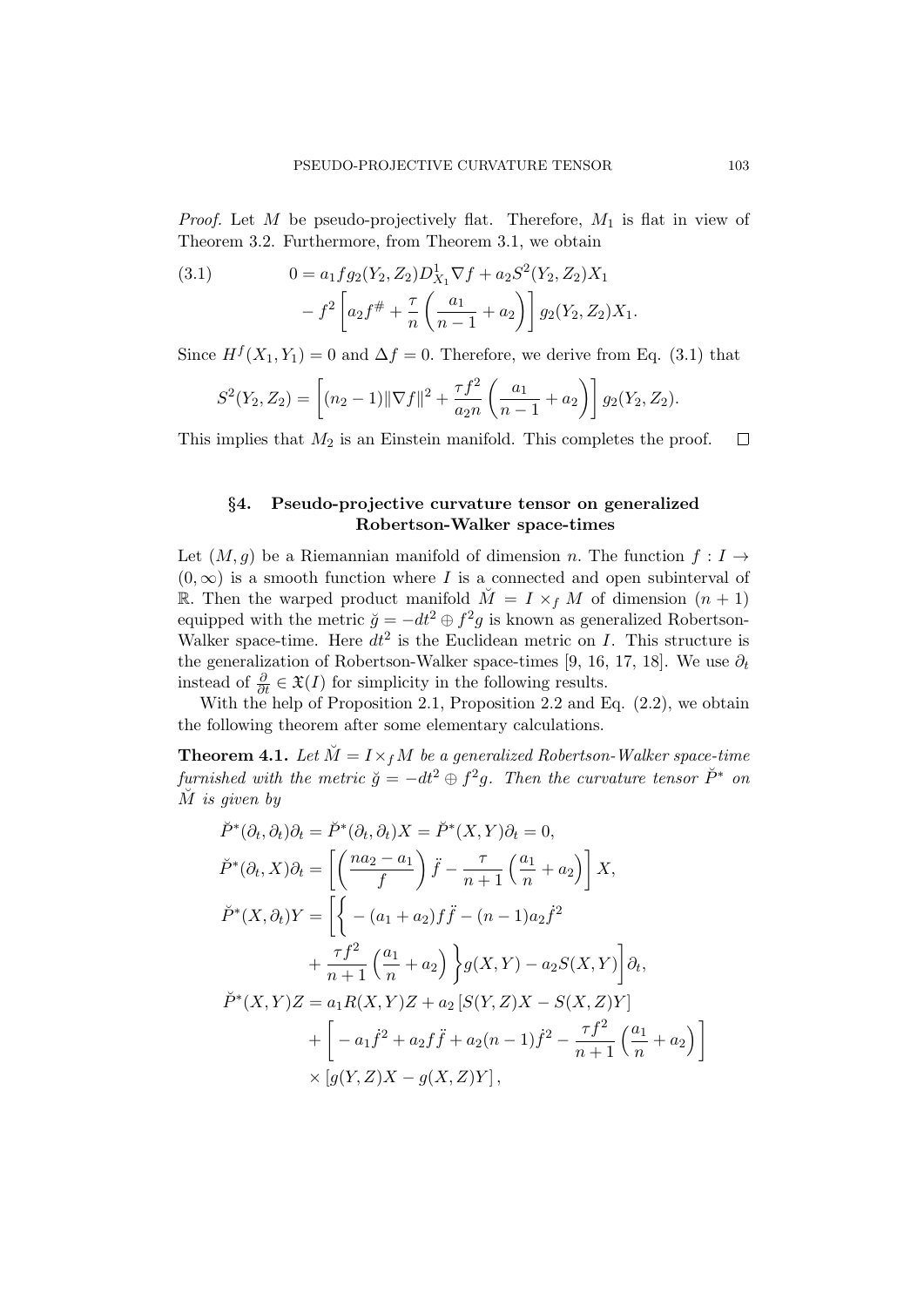*Proof.* Let $M$ be pseudo-projectively flat. Therefore, $M_1$ is flat in view of Theorem 3.2. Furthermore, from Theorem 3.1, we obtain

$$
\begin{aligned}
0 &= a_1 f g_2(Y_2, Z_2) D^1_{X_1} \nabla f + a_2 S^2(Y_2, Z_2) X_1 \\
&\quad - f^2 \left[ a_2 f^{\#} + \frac{\tau}{n} \left( \frac{a_1}{n-1} + a_2 \right) \right] g_2(Y_2, Z_2) X_1.
\end{aligned}
\tag{3.1}
$$

Since $H^f(X_1, Y_1) = 0$ and $\Delta f = 0$. Therefore, we derive from Eq. (3.1) that

$$
S^2(Y_2, Z_2) = \left[ (n_2 - 1)\|\nabla f\|^2 + \frac{\tau f^2}{a_2 n} \left( \frac{a_1}{n-1} + a_2 \right) \right] g_2(Y_2, Z_2).
$$

This implies that $M_2$ is an Einstein manifold. This completes the proof. $\square$

## §4. Pseudo-projective curvature tensor on generalized Robertson-Walker space-times

Let $(M, g)$ be a Riemannian manifold of dimension $n$. The function $f : I \to (0, \infty)$ is a smooth function where $I$ is a connected and open subinterval of $\mathbb{R}$. Then the warped product manifold $\breve{M} = I \times_f M$ of dimension $(n+1)$ equipped with the metric $\breve{g} = -dt^2 \oplus f^2 g$ is known as generalized Robertson-Walker space-time. Here $dt^2$ is the Euclidean metric on $I$. This structure is the generalization of Robertson-Walker space-times [9, 16, 17, 18]. We use $\partial_t$ instead of $\frac{\partial}{\partial t} \in \mathfrak{X}(I)$ for simplicity in the following results.

With the help of Proposition 2.1, Proposition 2.2 and Eq. (2.2), we obtain the following theorem after some elementary calculations.

**Theorem 4.1.** *Let $\breve{M} = I \times_f M$ be a generalized Robertson-Walker space-time furnished with the metric $\breve{g} = -dt^2 \oplus f^2 g$. Then the curvature tensor $\breve{P}^*$ on $\breve{M}$ is given by*

$$
\begin{aligned}
&\breve{P}^*(\partial_t, \partial_t)\partial_t = \breve{P}^*(\partial_t, \partial_t)X = \breve{P}^*(X, Y)\partial_t = 0, \\
&\breve{P}^*(\partial_t, X)\partial_t = \left[ \left( \frac{n a_2 - a_1}{f} \right) \ddot{f} - \frac{\tau}{n+1} \left( \frac{a_1}{n} + a_2 \right) \right] X, \\
&\breve{P}^*(X, \partial_t)Y = \left[ \left\{ -(a_1 + a_2) f \ddot{f} - (n-1) a_2 \dot{f}^2 \right.\right. \\
&\qquad \left.\left. + \frac{\tau f^2}{n+1} \left( \frac{a_1}{n} + a_2 \right) \right\} g(X, Y) - a_2 S(X, Y) \right] \partial_t, \\
&\breve{P}^*(X, Y)Z = a_1 R(X, Y)Z + a_2 \left[ S(Y, Z)X - S(X, Z)Y \right] \\
&\qquad + \left[ -a_1 \dot{f}^2 + a_2 f \ddot{f} + a_2 (n-1) \dot{f}^2 - \frac{\tau f^2}{n+1} \left( \frac{a_1}{n} + a_2 \right) \right] \\
&\qquad \times \left[ g(Y, Z)X - g(X, Z)Y \right],
\end{aligned}
$$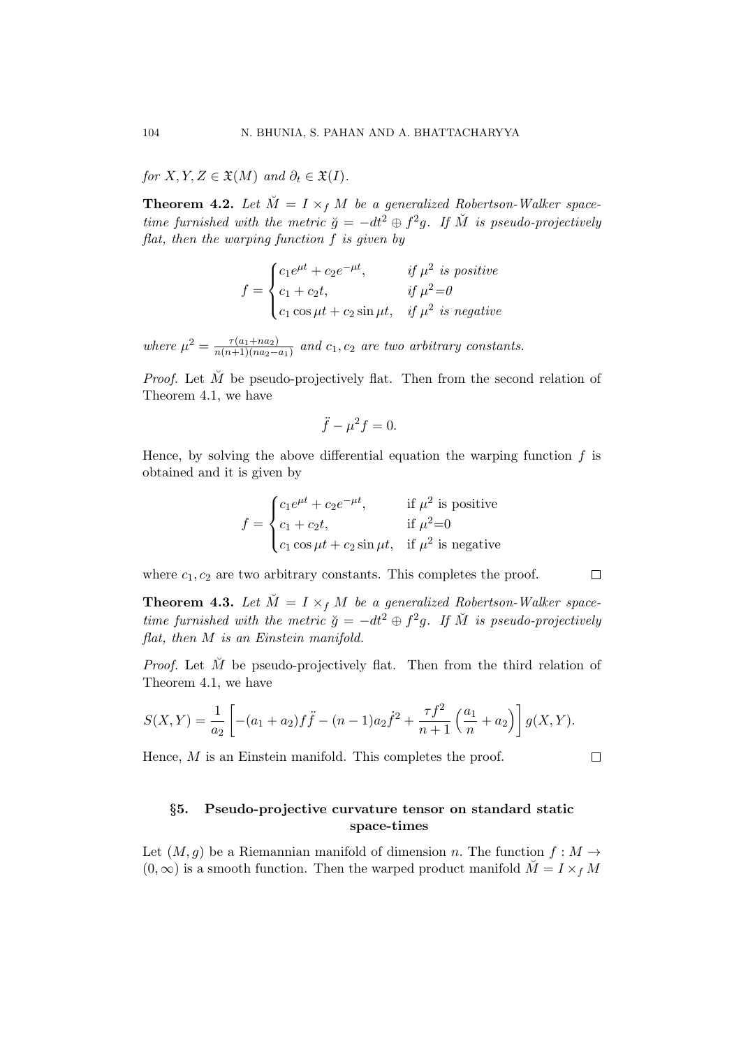*for $X, Y, Z \in \mathfrak{X}(M)$ and $\partial_t \in \mathfrak{X}(I)$.*

**Theorem 4.2.** *Let $\breve{M} = I \times_f M$ be a generalized Robertson-Walker space-time furnished with the metric $\breve{g} = -dt^2 \oplus f^2 g$. If $\breve{M}$ is pseudo-projectively flat, then the warping function $f$ is given by*

$$f = \begin{cases} c_1 e^{\mu t} + c_2 e^{-\mu t}, & \textit{if } \mu^2 \textit{ is positive} \\ c_1 + c_2 t, & \textit{if } \mu^2 = 0 \\ c_1 \cos \mu t + c_2 \sin \mu t, & \textit{if } \mu^2 \textit{ is negative} \end{cases}$$

*where $\mu^2 = \frac{\tau(a_1 + n a_2)}{n(n+1)(n a_2 - a_1)}$ and $c_1, c_2$ are two arbitrary constants.*

*Proof.* Let $\breve{M}$ be pseudo-projectively flat. Then from the second relation of Theorem 4.1, we have

$$\ddot{f} - \mu^2 f = 0.$$

Hence, by solving the above differential equation the warping function $f$ is obtained and it is given by

$$f = \begin{cases} c_1 e^{\mu t} + c_2 e^{-\mu t}, & \text{if } \mu^2 \text{ is positive} \\ c_1 + c_2 t, & \text{if } \mu^2 = 0 \\ c_1 \cos \mu t + c_2 \sin \mu t, & \text{if } \mu^2 \text{ is negative} \end{cases}$$

where $c_1, c_2$ are two arbitrary constants. This completes the proof. $\square$

**Theorem 4.3.** *Let $\breve{M} = I \times_f M$ be a generalized Robertson-Walker space-time furnished with the metric $\breve{g} = -dt^2 \oplus f^2 g$. If $\breve{M}$ is pseudo-projectively flat, then $M$ is an Einstein manifold.*

*Proof.* Let $\breve{M}$ be pseudo-projectively flat. Then from the third relation of Theorem 4.1, we have

$$S(X, Y) = \frac{1}{a_2} \left[ -(a_1 + a_2) f \ddot{f} - (n-1) a_2 \dot{f}^2 + \frac{\tau f^2}{n+1} \left( \frac{a_1}{n} + a_2 \right) \right] g(X, Y).$$

Hence, $M$ is an Einstein manifold. This completes the proof. $\square$

## §5. Pseudo-projective curvature tensor on standard static space-times

Let $(M, g)$ be a Riemannian manifold of dimension $n$. The function $f : M \to (0, \infty)$ is a smooth function. Then the warped product manifold $\breve{M} = I \times_f M$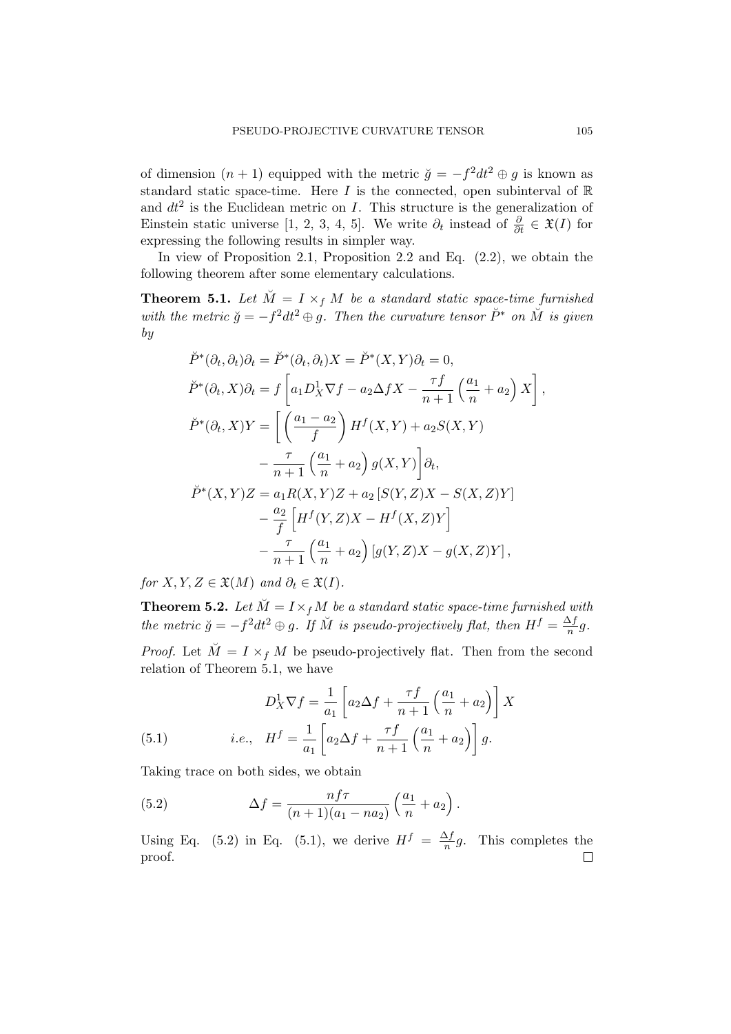of dimension $(n+1)$ equipped with the metric $\breve{g} = -f^2 dt^2 \oplus g$ is known as standard static space-time. Here $I$ is the connected, open subinterval of $\mathbb{R}$ and $dt^2$ is the Euclidean metric on $I$. This structure is the generalization of Einstein static universe [1, 2, 3, 4, 5]. We write $\partial_t$ instead of $\frac{\partial}{\partial t} \in \mathfrak{X}(I)$ for expressing the following results in simpler way.

In view of Proposition 2.1, Proposition 2.2 and Eq. (2.2), we obtain the following theorem after some elementary calculations.

**Theorem 5.1.** *Let $\breve{M} = I \times_f M$ be a standard static space-time furnished with the metric $\breve{g} = -f^2 dt^2 \oplus g$. Then the curvature tensor $\breve{P}^*$ on $\breve{M}$ is given by*

$$
\begin{aligned}
\breve{P}^*(\partial_t, \partial_t)\partial_t &= \breve{P}^*(\partial_t, \partial_t)X = \breve{P}^*(X, Y)\partial_t = 0, \\
\breve{P}^*(\partial_t, X)\partial_t &= f\left[a_1 D^1_X \nabla f - a_2 \Delta f X - \frac{\tau f}{n+1}\left(\frac{a_1}{n} + a_2\right) X\right], \\
\breve{P}^*(\partial_t, X)Y &= \bigg[\left(\frac{a_1 - a_2}{f}\right) H^f(X, Y) + a_2 S(X, Y) \\
&\quad - \frac{\tau}{n+1}\left(\frac{a_1}{n} + a_2\right) g(X, Y)\bigg]\partial_t, \\
\breve{P}^*(X, Y)Z &= a_1 R(X, Y)Z + a_2\left[S(Y, Z)X - S(X, Z)Y\right] \\
&\quad - \frac{a_2}{f}\left[H^f(Y, Z)X - H^f(X, Z)Y\right] \\
&\quad - \frac{\tau}{n+1}\left(\frac{a_1}{n} + a_2\right)\left[g(Y, Z)X - g(X, Z)Y\right],
\end{aligned}
$$

*for $X, Y, Z \in \mathfrak{X}(M)$ and $\partial_t \in \mathfrak{X}(I)$.*

**Theorem 5.2.** *Let $\breve{M} = I \times_f M$ be a standard static space-time furnished with the metric $\breve{g} = -f^2 dt^2 \oplus g$. If $\breve{M}$ is pseudo-projectively flat, then $H^f = \frac{\Delta f}{n} g$.*

*Proof.* Let $\breve{M} = I \times_f M$ be pseudo-projectively flat. Then from the second relation of Theorem 5.1, we have

$$
D^1_X \nabla f = \frac{1}{a_1}\left[a_2 \Delta f + \frac{\tau f}{n+1}\left(\frac{a_1}{n} + a_2\right)\right] X
$$

$$
\text{i.e.,} \quad H^f = \frac{1}{a_1}\left[a_2 \Delta f + \frac{\tau f}{n+1}\left(\frac{a_1}{n} + a_2\right)\right] g. \tag{5.1}
$$

Taking trace on both sides, we obtain

$$
\Delta f = \frac{n f \tau}{(n+1)(a_1 - n a_2)}\left(\frac{a_1}{n} + a_2\right). \tag{5.2}
$$

Using Eq. (5.2) in Eq. (5.1), we derive $H^f = \frac{\Delta f}{n} g$. This completes the proof. $\square$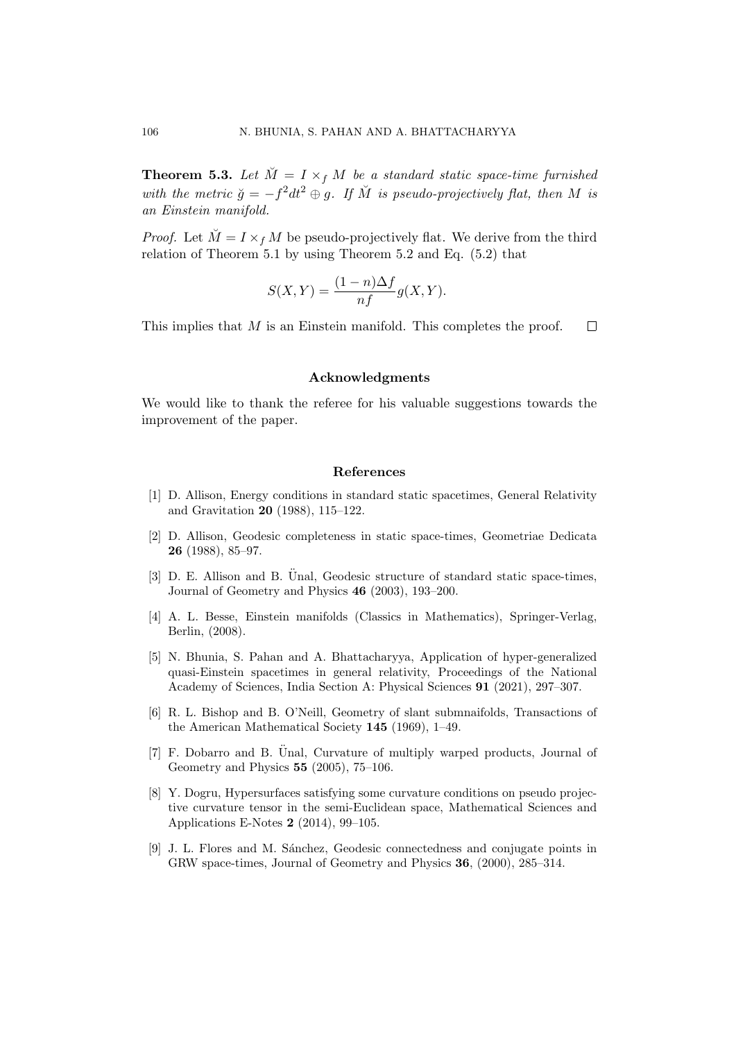**Theorem 5.3.** *Let $\breve{M} = I \times_f M$ be a standard static space-time furnished with the metric $\breve{g} = -f^2 dt^2 \oplus g$. If $\breve{M}$ is pseudo-projectively flat, then $M$ is an Einstein manifold.*

*Proof.* Let $\breve{M} = I \times_f M$ be pseudo-projectively flat. We derive from the third relation of Theorem 5.1 by using Theorem 5.2 and Eq. (5.2) that

$$S(X,Y) = \frac{(1-n)\Delta f}{nf} g(X,Y).$$

This implies that $M$ is an Einstein manifold. This completes the proof. $\square$

## Acknowledgments

We would like to thank the referee for his valuable suggestions towards the improvement of the paper.

## References

[1] D. Allison, Energy conditions in standard static spacetimes, General Relativity and Gravitation **20** (1988), 115–122.

[2] D. Allison, Geodesic completeness in static space-times, Geometriae Dedicata **26** (1988), 85–97.

[3] D. E. Allison and B. Ünal, Geodesic structure of standard static space-times, Journal of Geometry and Physics **46** (2003), 193–200.

[4] A. L. Besse, Einstein manifolds (Classics in Mathematics), Springer-Verlag, Berlin, (2008).

[5] N. Bhunia, S. Pahan and A. Bhattacharyya, Application of hyper-generalized quasi-Einstein spacetimes in general relativity, Proceedings of the National Academy of Sciences, India Section A: Physical Sciences **91** (2021), 297–307.

[6] R. L. Bishop and B. O'Neill, Geometry of slant submnaifolds, Transactions of the American Mathematical Society **145** (1969), 1–49.

[7] F. Dobarro and B. Ünal, Curvature of multiply warped products, Journal of Geometry and Physics **55** (2005), 75–106.

[8] Y. Dogru, Hypersurfaces satisfying some curvature conditions on pseudo projective curvature tensor in the semi-Euclidean space, Mathematical Sciences and Applications E-Notes **2** (2014), 99–105.

[9] J. L. Flores and M. Sánchez, Geodesic connectedness and conjugate points in GRW space-times, Journal of Geometry and Physics **36**, (2000), 285–314.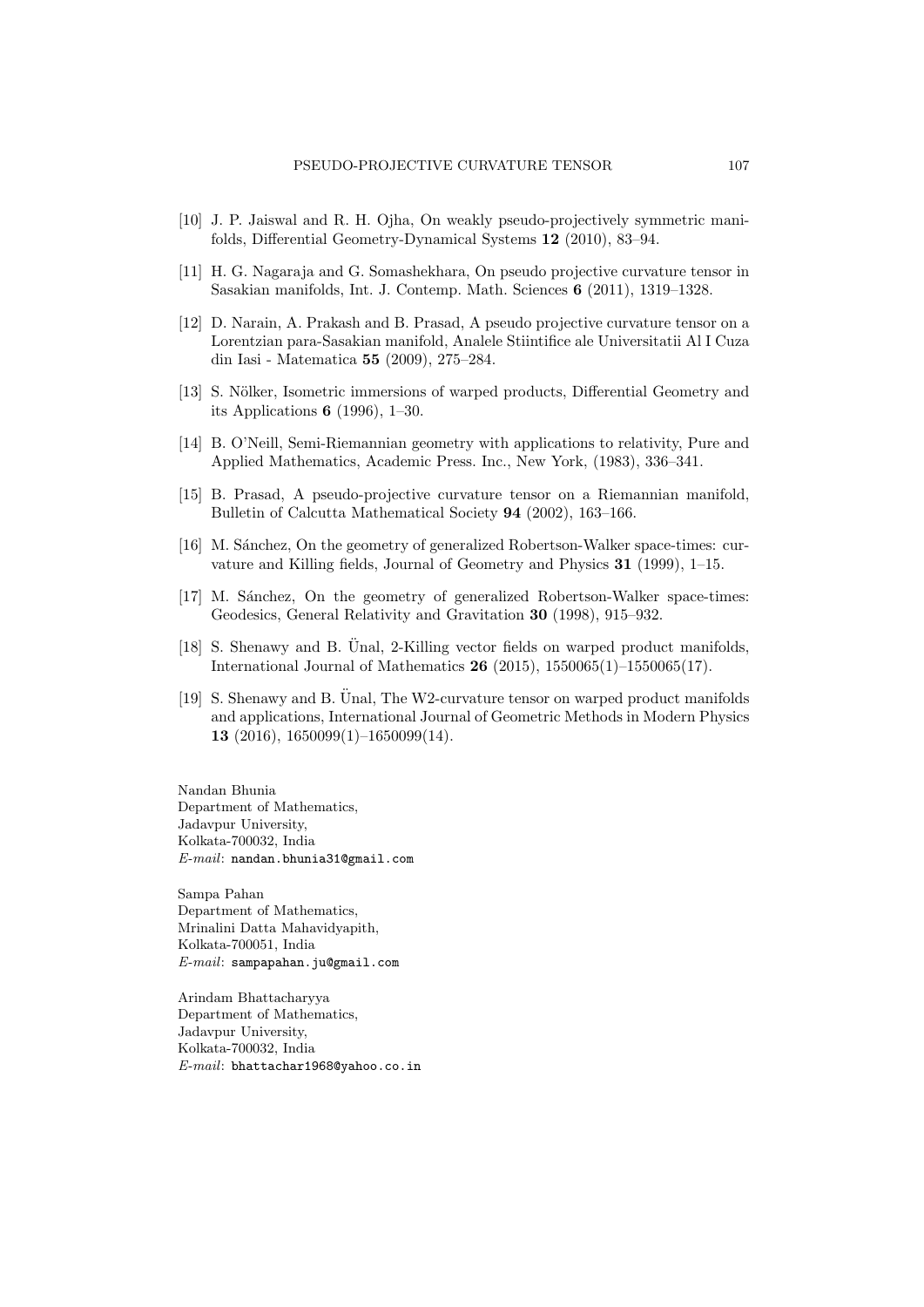[10] J. P. Jaiswal and R. H. Ojha, On weakly pseudo-projectively symmetric manifolds, Differential Geometry-Dynamical Systems **12** (2010), 83–94.

[11] H. G. Nagaraja and G. Somashekhara, On pseudo projective curvature tensor in Sasakian manifolds, Int. J. Contemp. Math. Sciences **6** (2011), 1319–1328.

[12] D. Narain, A. Prakash and B. Prasad, A pseudo projective curvature tensor on a Lorentzian para-Sasakian manifold, Analele Stiintifice ale Universitatii Al I Cuza din Iasi - Matematica **55** (2009), 275–284.

[13] S. Nölker, Isometric immersions of warped products, Differential Geometry and its Applications **6** (1996), 1–30.

[14] B. O'Neill, Semi-Riemannian geometry with applications to relativity, Pure and Applied Mathematics, Academic Press. Inc., New York, (1983), 336–341.

[15] B. Prasad, A pseudo-projective curvature tensor on a Riemannian manifold, Bulletin of Calcutta Mathematical Society **94** (2002), 163–166.

[16] M. Sánchez, On the geometry of generalized Robertson-Walker space-times: curvature and Killing fields, Journal of Geometry and Physics **31** (1999), 1–15.

[17] M. Sánchez, On the geometry of generalized Robertson-Walker space-times: Geodesics, General Relativity and Gravitation **30** (1998), 915–932.

[18] S. Shenawy and B. Ünal, 2-Killing vector fields on warped product manifolds, International Journal of Mathematics **26** (2015), 1550065(1)–1550065(17).

[19] S. Shenawy and B. Ünal, The W2-curvature tensor on warped product manifolds and applications, International Journal of Geometric Methods in Modern Physics **13** (2016), 1650099(1)–1650099(14).

Nandan Bhunia
Department of Mathematics,
Jadavpur University,
Kolkata-700032, India
*E-mail*: `nandan.bhunia31@gmail.com`

Sampa Pahan
Department of Mathematics,
Mrinalini Datta Mahavidyapith,
Kolkata-700051, India
*E-mail*: `sampapahan.ju@gmail.com`

Arindam Bhattacharyya
Department of Mathematics,
Jadavpur University,
Kolkata-700032, India
*E-mail*: `bhattachar1968@yahoo.co.in`